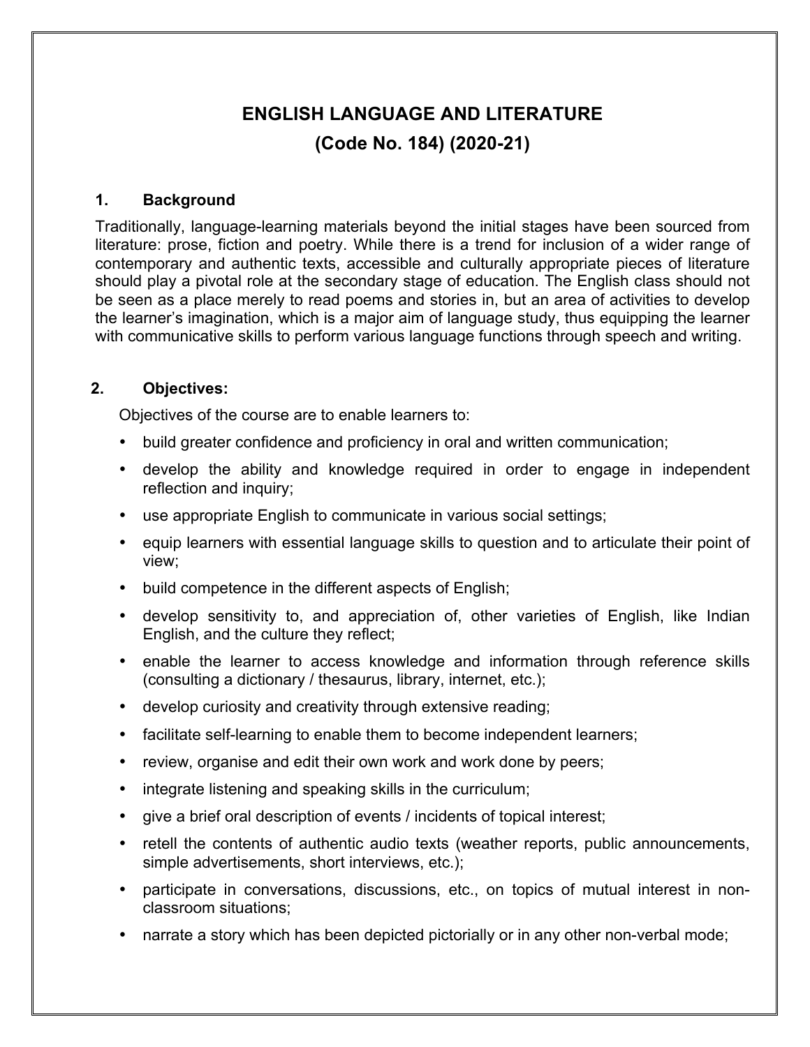# ENGLISH LANGUAGE AND LITERATURE

## (Code No. 184) (2020-21)

### 1. Background

Traditionally, language-learning materials beyond the initial stages have been sourced from literature: prose, fiction and poetry. While there is a trend for inclusion of a wider range of contemporary and authentic texts, accessible and culturally appropriate pieces of literature should play a pivotal role at the secondary stage of education. The English class should not be seen as a place merely to read poems and stories in, but an area of activities to develop the learner's imagination, which is a major aim of language study, thus equipping the learner with communicative skills to perform various language functions through speech and writing.

### 2. Objectives:

Objectives of the course are to enable learners to:

- build greater confidence and proficiency in oral and written communication;
- develop the ability and knowledge required in order to engage in independent reflection and inquiry;
- use appropriate English to communicate in various social settings;
- equip learners with essential language skills to question and to articulate their point of view;
- build competence in the different aspects of English;
- develop sensitivity to, and appreciation of, other varieties of English, like Indian English, and the culture they reflect;
- enable the learner to access knowledge and information through reference skills (consulting a dictionary / thesaurus, library, internet, etc.);
- develop curiosity and creativity through extensive reading;
- facilitate self-learning to enable them to become independent learners;
- review, organise and edit their own work and work done by peers;
- integrate listening and speaking skills in the curriculum;
- give a brief oral description of events / incidents of topical interest;
- retell the contents of authentic audio texts (weather reports, public announcements, simple advertisements, short interviews, etc.);
- participate in conversations, discussions, etc., on topics of mutual interest in non-classroom situations;
- narrate a story which has been depicted pictorially or in any other non-verbal mode;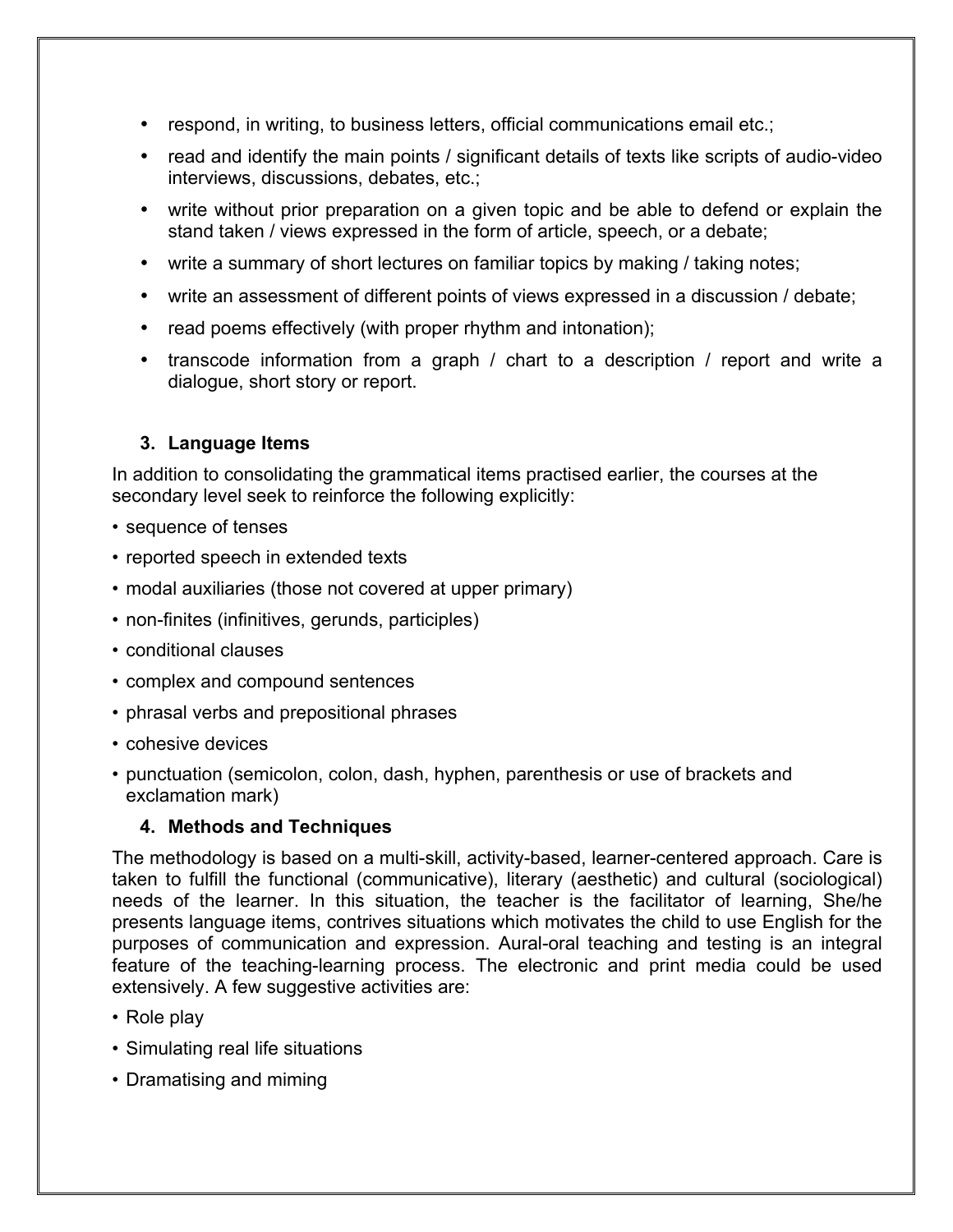- respond, in writing, to business letters, official communications email etc.;
- read and identify the main points / significant details of texts like scripts of audio-video interviews, discussions, debates, etc.;
- write without prior preparation on a given topic and be able to defend or explain the stand taken / views expressed in the form of article, speech, or a debate;
- write a summary of short lectures on familiar topics by making / taking notes;
- write an assessment of different points of views expressed in a discussion / debate;
- read poems effectively (with proper rhythm and intonation);
- transcode information from a graph / chart to a description / report and write a dialogue, short story or report.

### 3. Language Items

In addition to consolidating the grammatical items practised earlier, the courses at the secondary level seek to reinforce the following explicitly:

- sequence of tenses
- reported speech in extended texts
- modal auxiliaries (those not covered at upper primary)
- non-finites (infinitives, gerunds, participles)
- conditional clauses
- complex and compound sentences
- phrasal verbs and prepositional phrases
- cohesive devices
- punctuation (semicolon, colon, dash, hyphen, parenthesis or use of brackets and exclamation mark)

### 4. Methods and Techniques

The methodology is based on a multi-skill, activity-based, learner-centered approach. Care is taken to fulfill the functional (communicative), literary (aesthetic) and cultural (sociological) needs of the learner. In this situation, the teacher is the facilitator of learning, She/he presents language items, contrives situations which motivates the child to use English for the purposes of communication and expression. Aural-oral teaching and testing is an integral feature of the teaching-learning process. The electronic and print media could be used extensively. A few suggestive activities are:

- Role play
- Simulating real life situations
- Dramatising and miming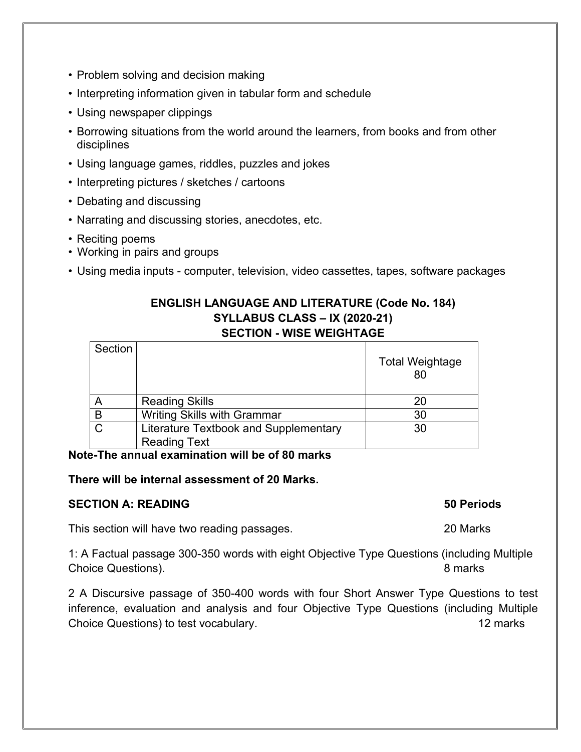- Problem solving and decision making
- Interpreting information given in tabular form and schedule
- Using newspaper clippings
- Borrowing situations from the world around the learners, from books and from other disciplines
- Using language games, riddles, puzzles and jokes
- Interpreting pictures / sketches / cartoons
- Debating and discussing
- Narrating and discussing stories, anecdotes, etc.
- Reciting poems
- Working in pairs and groups
- Using media inputs - computer, television, video cassettes, tapes, software packages

**ENGLISH LANGUAGE AND LITERATURE (Code No. 184)**
**SYLLABUS CLASS – IX (2020-21)**
**SECTION - WISE WEIGHTAGE**

| Section | | Total Weightage 80 |
|---|---|---|
| A | Reading Skills | 20 |
| B | Writing Skills with Grammar | 30 |
| C | Literature Textbook and Supplementary Reading Text | 30 |

**Note-The annual examination will be of 80 marks**

**There will be internal assessment of 20 Marks.**

**SECTION A: READING** **50 Periods**

This section will have two reading passages. 20 Marks

1: A Factual passage 300-350 words with eight Objective Type Questions (including Multiple Choice Questions). 8 marks

2 A Discursive passage of 350-400 words with four Short Answer Type Questions to test inference, evaluation and analysis and four Objective Type Questions (including Multiple Choice Questions) to test vocabulary. 12 marks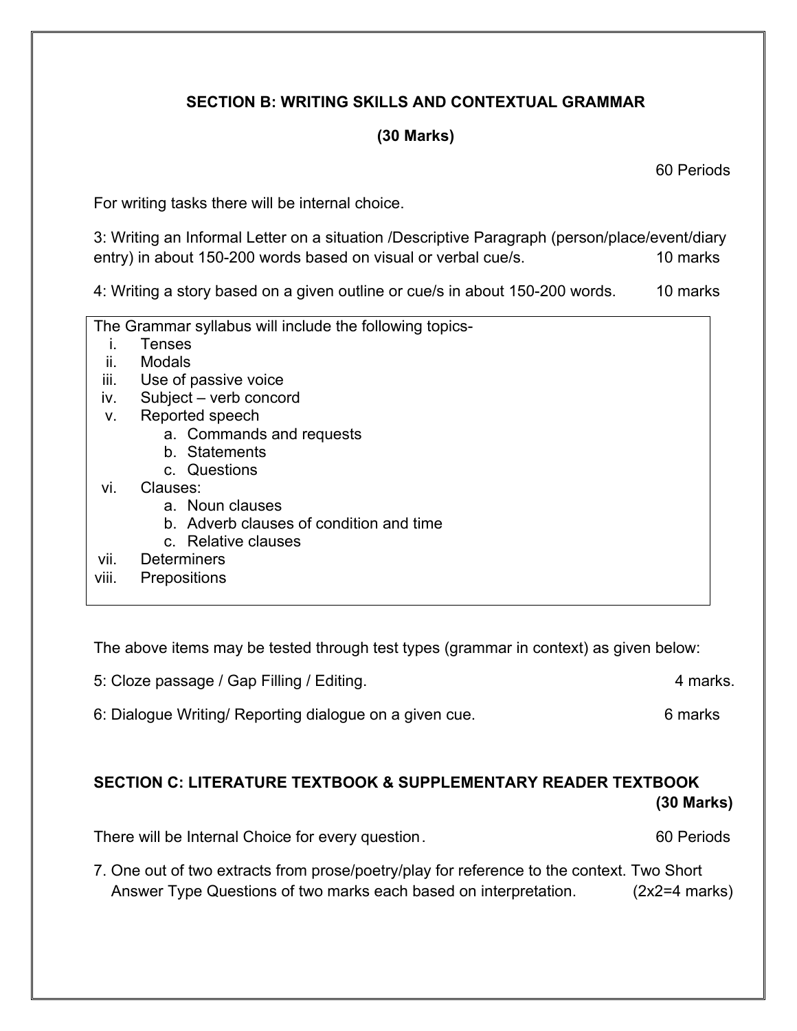## SECTION B: WRITING SKILLS AND CONTEXTUAL GRAMMAR

**(30 Marks)**

60 Periods

For writing tasks there will be internal choice.

3: Writing an Informal Letter on a situation /Descriptive Paragraph (person/place/event/diary entry) in about 150-200 words based on visual or verbal cue/s. 10 marks

4: Writing a story based on a given outline or cue/s in about 150-200 words. 10 marks

The Grammar syllabus will include the following topics-

i. Tenses
ii. Modals
iii. Use of passive voice
iv. Subject – verb concord
v. Reported speech
   a. Commands and requests
   b. Statements
   c. Questions
vi. Clauses:
   a. Noun clauses
   b. Adverb clauses of condition and time
   c. Relative clauses
vii. Determiners
viii. Prepositions

The above items may be tested through test types (grammar in context) as given below:

5: Cloze passage / Gap Filling / Editing. 4 marks.

6: Dialogue Writing/ Reporting dialogue on a given cue. 6 marks

## SECTION C: LITERATURE TEXTBOOK & SUPPLEMENTARY READER TEXTBOOK

**(30 Marks)**

There will be Internal Choice for every question. 60 Periods

7. One out of two extracts from prose/poetry/play for reference to the context. Two Short Answer Type Questions of two marks each based on interpretation. (2x2=4 marks)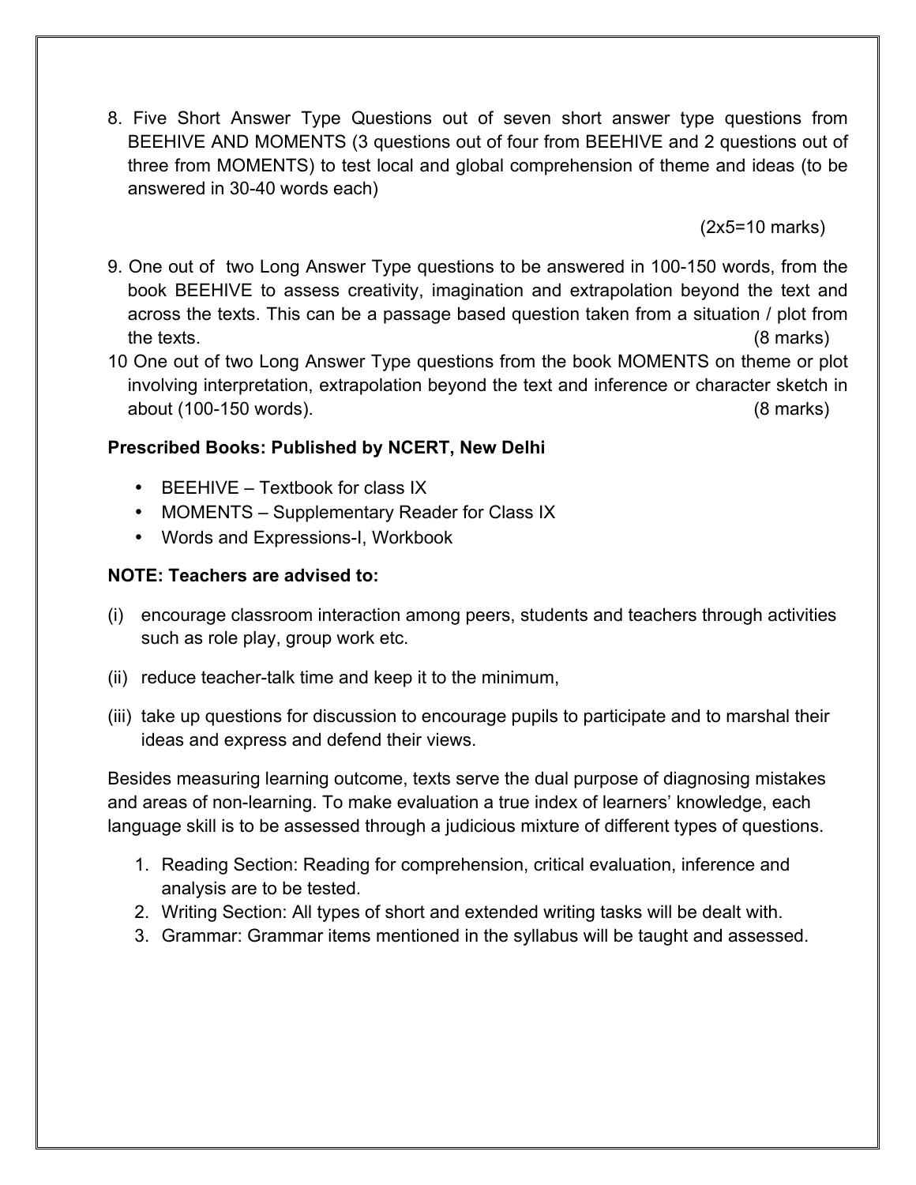8. Five Short Answer Type Questions out of seven short answer type questions from BEEHIVE AND MOMENTS (3 questions out of four from BEEHIVE and 2 questions out of three from MOMENTS) to test local and global comprehension of theme and ideas (to be answered in 30-40 words each)

   (2x5=10 marks)

9. One out of two Long Answer Type questions to be answered in 100-150 words, from the book BEEHIVE to assess creativity, imagination and extrapolation beyond the text and across the texts. This can be a passage based question taken from a situation / plot from the texts. (8 marks)

10 One out of two Long Answer Type questions from the book MOMENTS on theme or plot involving interpretation, extrapolation beyond the text and inference or character sketch in about (100-150 words). (8 marks)

**Prescribed Books: Published by NCERT, New Delhi**

- BEEHIVE – Textbook for class IX
- MOMENTS – Supplementary Reader for Class IX
- Words and Expressions-I, Workbook

**NOTE: Teachers are advised to:**

(i) encourage classroom interaction among peers, students and teachers through activities such as role play, group work etc.

(ii) reduce teacher-talk time and keep it to the minimum,

(iii) take up questions for discussion to encourage pupils to participate and to marshal their ideas and express and defend their views.

Besides measuring learning outcome, texts serve the dual purpose of diagnosing mistakes and areas of non-learning. To make evaluation a true index of learners' knowledge, each language skill is to be assessed through a judicious mixture of different types of questions.

1. Reading Section: Reading for comprehension, critical evaluation, inference and analysis are to be tested.
2. Writing Section: All types of short and extended writing tasks will be dealt with.
3. Grammar: Grammar items mentioned in the syllabus will be taught and assessed.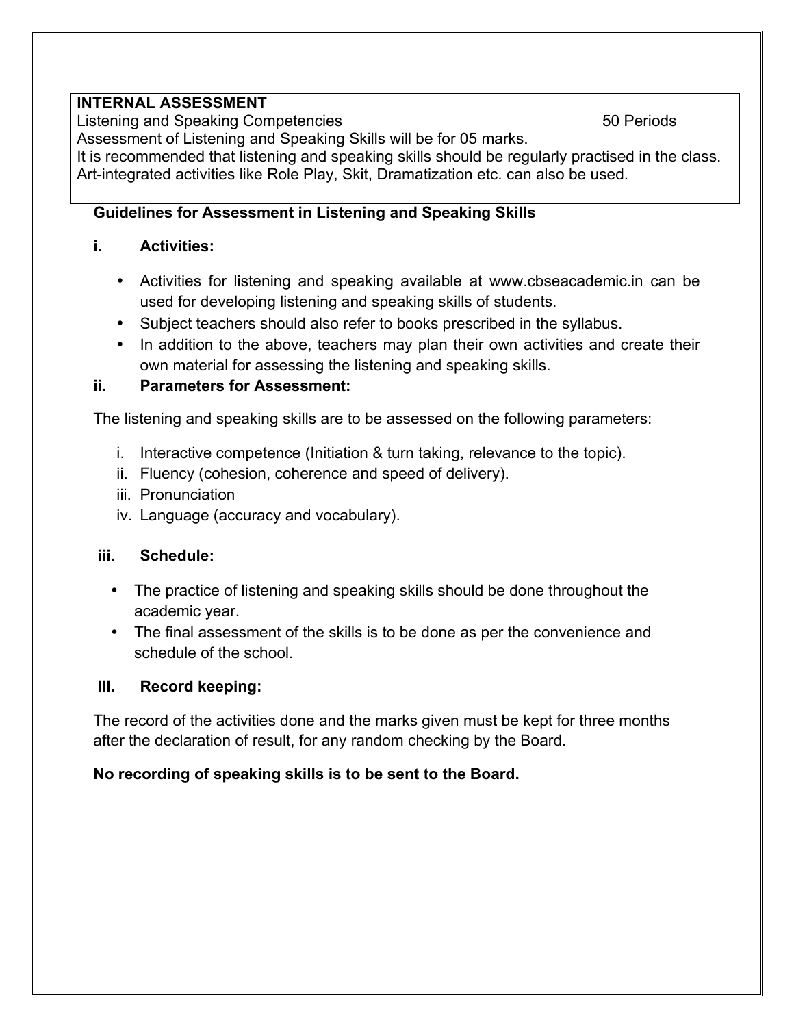**INTERNAL ASSESSMENT**

Listening and Speaking Competencies 50 Periods

Assessment of Listening and Speaking Skills will be for 05 marks.

It is recommended that listening and speaking skills should be regularly practised in the class. Art-integrated activities like Role Play, Skit, Dramatization etc. can also be used.

**Guidelines for Assessment in Listening and Speaking Skills**

**i. Activities:**

- Activities for listening and speaking available at www.cbseacademic.in can be used for developing listening and speaking skills of students.
- Subject teachers should also refer to books prescribed in the syllabus.
- In addition to the above, teachers may plan their own activities and create their own material for assessing the listening and speaking skills.

**ii. Parameters for Assessment:**

The listening and speaking skills are to be assessed on the following parameters:

i. Interactive competence (Initiation & turn taking, relevance to the topic).
ii. Fluency (cohesion, coherence and speed of delivery).
iii. Pronunciation
iv. Language (accuracy and vocabulary).

**iii. Schedule:**

- The practice of listening and speaking skills should be done throughout the academic year.
- The final assessment of the skills is to be done as per the convenience and schedule of the school.

**III. Record keeping:**

The record of the activities done and the marks given must be kept for three months after the declaration of result, for any random checking by the Board.

**No recording of speaking skills is to be sent to the Board.**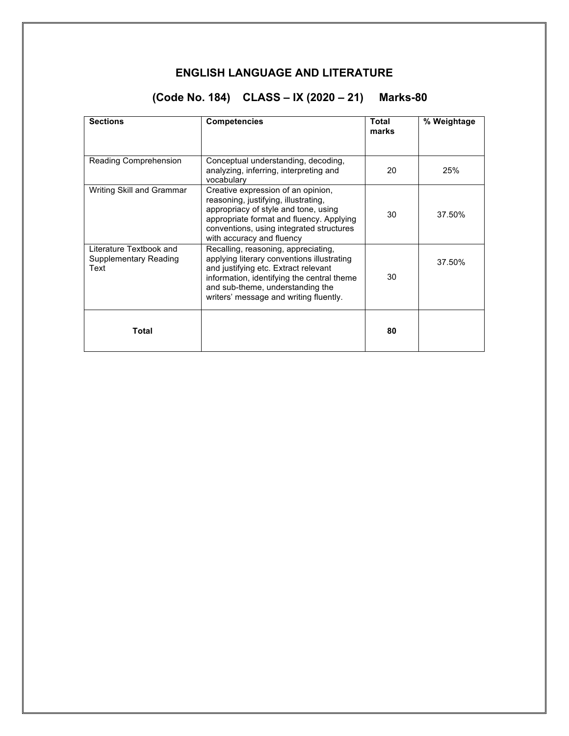## ENGLISH LANGUAGE AND LITERATURE

## (Code No. 184) CLASS – IX (2020 – 21) Marks-80

| Sections | Competencies | Total marks | % Weightage |
|---|---|---|---|
| Reading Comprehension | Conceptual understanding, decoding, analyzing, inferring, interpreting and vocabulary | 20 | 25% |
| Writing Skill and Grammar | Creative expression of an opinion, reasoning, justifying, illustrating, appropriacy of style and tone, using appropriate format and fluency. Applying conventions, using integrated structures with accuracy and fluency | 30 | 37.50% |
| Literature Textbook and Supplementary Reading Text | Recalling, reasoning, appreciating, applying literary conventions illustrating and justifying etc. Extract relevant information, identifying the central theme and sub-theme, understanding the writers' message and writing fluently. | 30 | 37.50% |
| **Total** | | **80** | |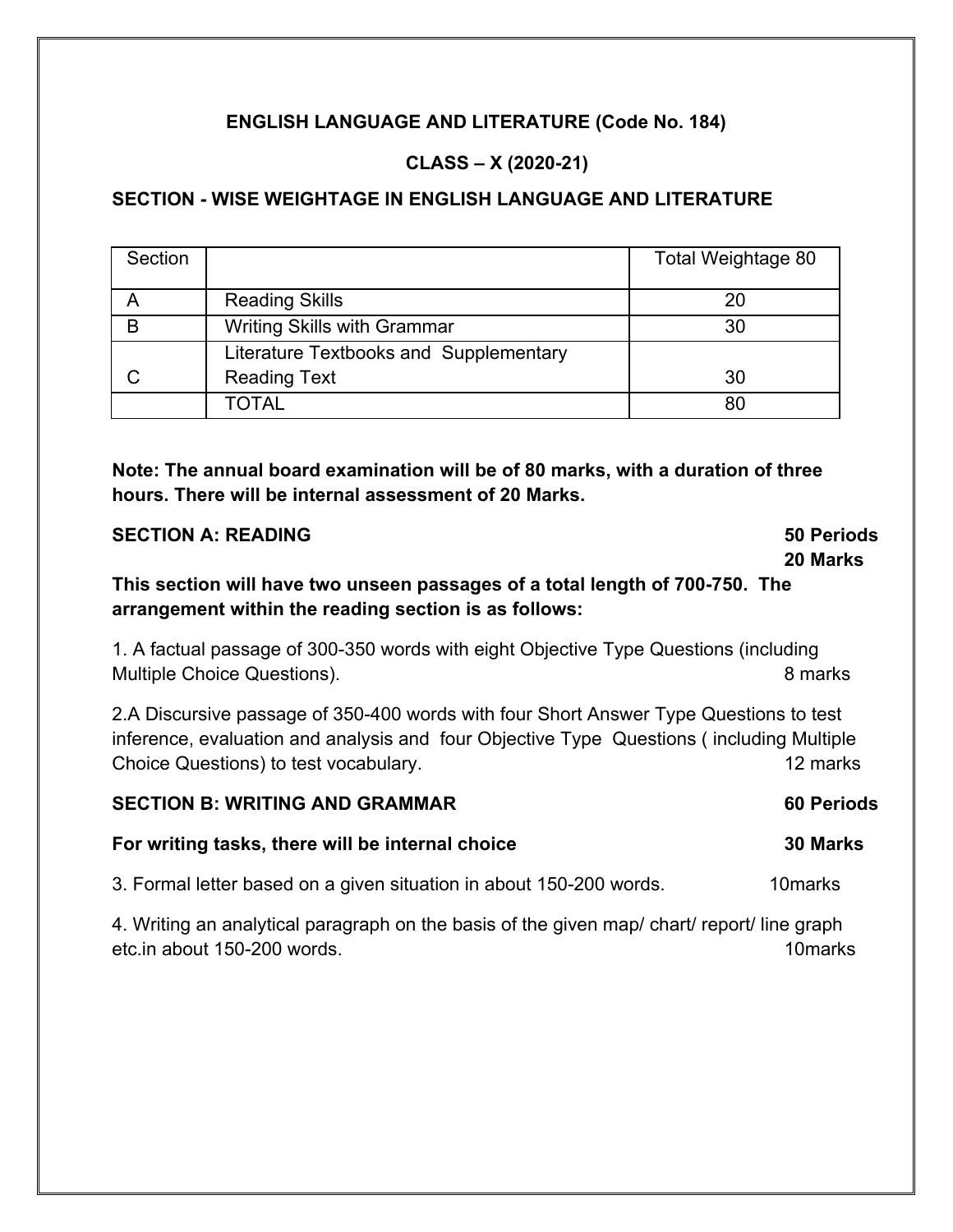**ENGLISH LANGUAGE AND LITERATURE (Code No. 184)**

**CLASS – X (2020-21)**

**SECTION - WISE WEIGHTAGE IN ENGLISH LANGUAGE AND LITERATURE**

| Section | | Total Weightage 80 |
|---|---|---|
| A | Reading Skills | 20 |
| B | Writing Skills with Grammar | 30 |
| C | Literature Textbooks and Supplementary Reading Text | 30 |
| | TOTAL | 80 |

**Note: The annual board examination will be of 80 marks, with a duration of three hours. There will be internal assessment of 20 Marks.**

**SECTION A: READING** **50 Periods**
**20 Marks**

**This section will have two unseen passages of a total length of 700-750. The arrangement within the reading section is as follows:**

1. A factual passage of 300-350 words with eight Objective Type Questions (including Multiple Choice Questions). 8 marks

2. A Discursive passage of 350-400 words with four Short Answer Type Questions to test inference, evaluation and analysis and four Objective Type Questions ( including Multiple Choice Questions) to test vocabulary. 12 marks

**SECTION B: WRITING AND GRAMMAR** **60 Periods**

**For writing tasks, there will be internal choice** **30 Marks**

3. Formal letter based on a given situation in about 150-200 words. 10marks

4. Writing an analytical paragraph on the basis of the given map/ chart/ report/ line graph etc.in about 150-200 words. 10marks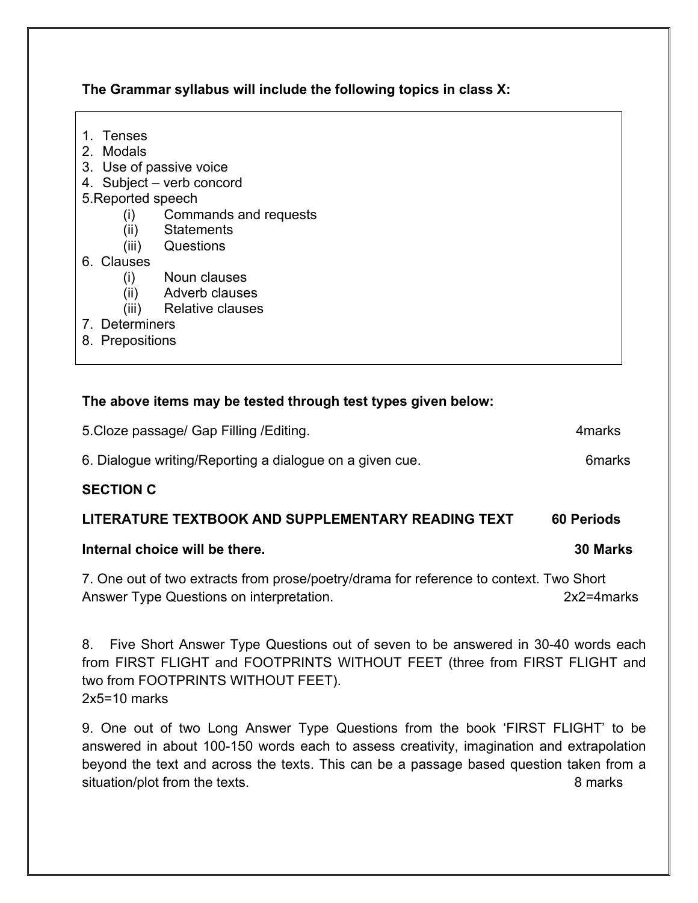**The Grammar syllabus will include the following topics in class X:**

1. Tenses
2. Modals
3. Use of passive voice
4. Subject – verb concord
5. Reported speech
   - (i) Commands and requests
   - (ii) Statements
   - (iii) Questions
6. Clauses
   - (i) Noun clauses
   - (ii) Adverb clauses
   - (iii) Relative clauses
7. Determiners
8. Prepositions

**The above items may be tested through test types given below:**

5.Cloze passage/ Gap Filling /Editing. 4marks

6. Dialogue writing/Reporting a dialogue on a given cue. 6marks

**SECTION C**

**LITERATURE TEXTBOOK AND SUPPLEMENTARY READING TEXT 60 Periods**

**Internal choice will be there. 30 Marks**

7. One out of two extracts from prose/poetry/drama for reference to context. Two Short Answer Type Questions on interpretation. 2x2=4marks

8. Five Short Answer Type Questions out of seven to be answered in 30-40 words each from FIRST FLIGHT and FOOTPRINTS WITHOUT FEET (three from FIRST FLIGHT and two from FOOTPRINTS WITHOUT FEET).
2x5=10 marks

9. One out of two Long Answer Type Questions from the book 'FIRST FLIGHT' to be answered in about 100-150 words each to assess creativity, imagination and extrapolation beyond the text and across the texts. This can be a passage based question taken from a situation/plot from the texts. 8 marks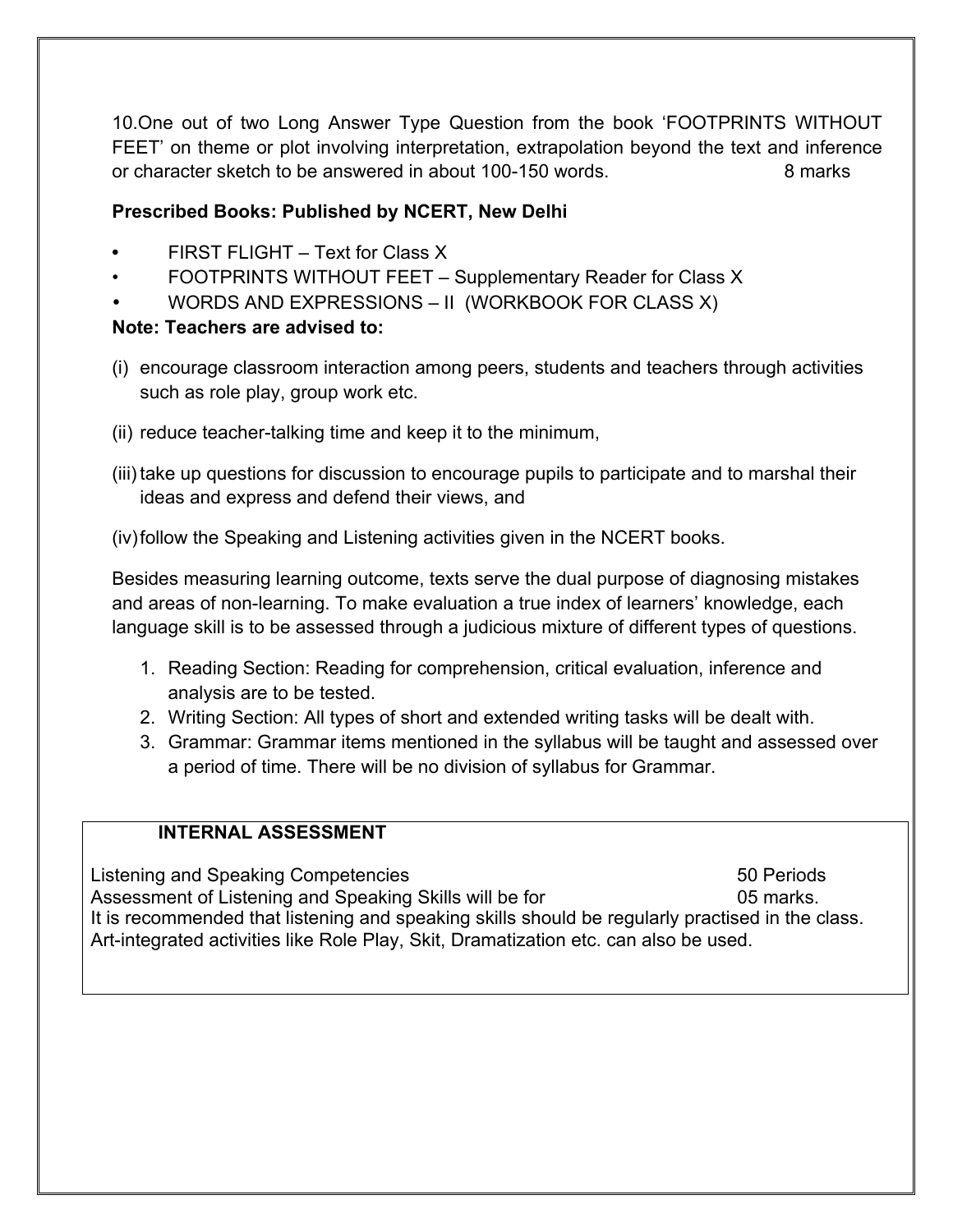10. One out of two Long Answer Type Question from the book 'FOOTPRINTS WITHOUT FEET' on theme or plot involving interpretation, extrapolation beyond the text and inference or character sketch to be answered in about 100-150 words. 8 marks

**Prescribed Books: Published by NCERT, New Delhi**

- FIRST FLIGHT – Text for Class X
- FOOTPRINTS WITHOUT FEET – Supplementary Reader for Class X
- WORDS AND EXPRESSIONS – II (WORKBOOK FOR CLASS X)

**Note: Teachers are advised to:**

(i) encourage classroom interaction among peers, students and teachers through activities such as role play, group work etc.

(ii) reduce teacher-talking time and keep it to the minimum,

(iii) take up questions for discussion to encourage pupils to participate and to marshal their ideas and express and defend their views, and

(iv) follow the Speaking and Listening activities given in the NCERT books.

Besides measuring learning outcome, texts serve the dual purpose of diagnosing mistakes and areas of non-learning. To make evaluation a true index of learners' knowledge, each language skill is to be assessed through a judicious mixture of different types of questions.

1. Reading Section: Reading for comprehension, critical evaluation, inference and analysis are to be tested.
2. Writing Section: All types of short and extended writing tasks will be dealt with.
3. Grammar: Grammar items mentioned in the syllabus will be taught and assessed over a period of time. There will be no division of syllabus for Grammar.

**INTERNAL ASSESSMENT**

Listening and Speaking Competencies 50 Periods

Assessment of Listening and Speaking Skills will be for 05 marks.

It is recommended that listening and speaking skills should be regularly practised in the class. Art-integrated activities like Role Play, Skit, Dramatization etc. can also be used.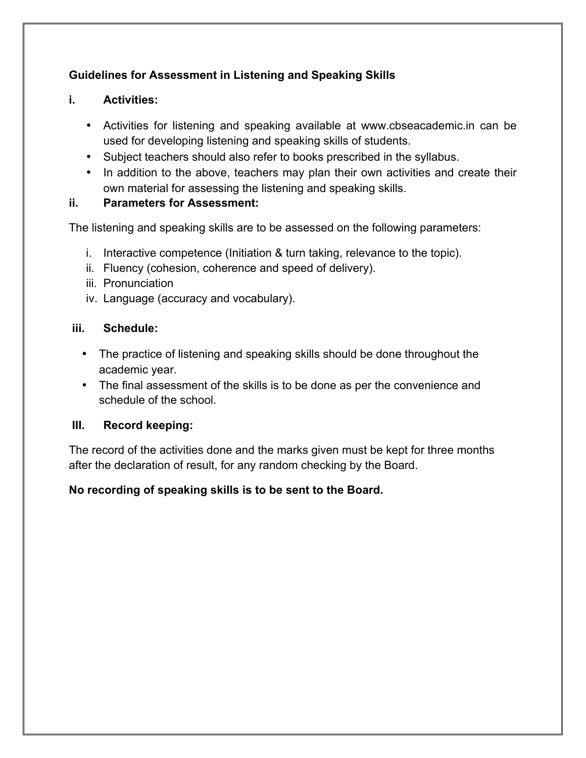**Guidelines for Assessment in Listening and Speaking Skills**

**i. Activities:**

- Activities for listening and speaking available at www.cbseacademic.in can be used for developing listening and speaking skills of students.
- Subject teachers should also refer to books prescribed in the syllabus.
- In addition to the above, teachers may plan their own activities and create their own material for assessing the listening and speaking skills.

**ii. Parameters for Assessment:**

The listening and speaking skills are to be assessed on the following parameters:

i. Interactive competence (Initiation & turn taking, relevance to the topic).
ii. Fluency (cohesion, coherence and speed of delivery).
iii. Pronunciation
iv. Language (accuracy and vocabulary).

**iii. Schedule:**

- The practice of listening and speaking skills should be done throughout the academic year.
- The final assessment of the skills is to be done as per the convenience and schedule of the school.

**III. Record keeping:**

The record of the activities done and the marks given must be kept for three months after the declaration of result, for any random checking by the Board.

**No recording of speaking skills is to be sent to the Board.**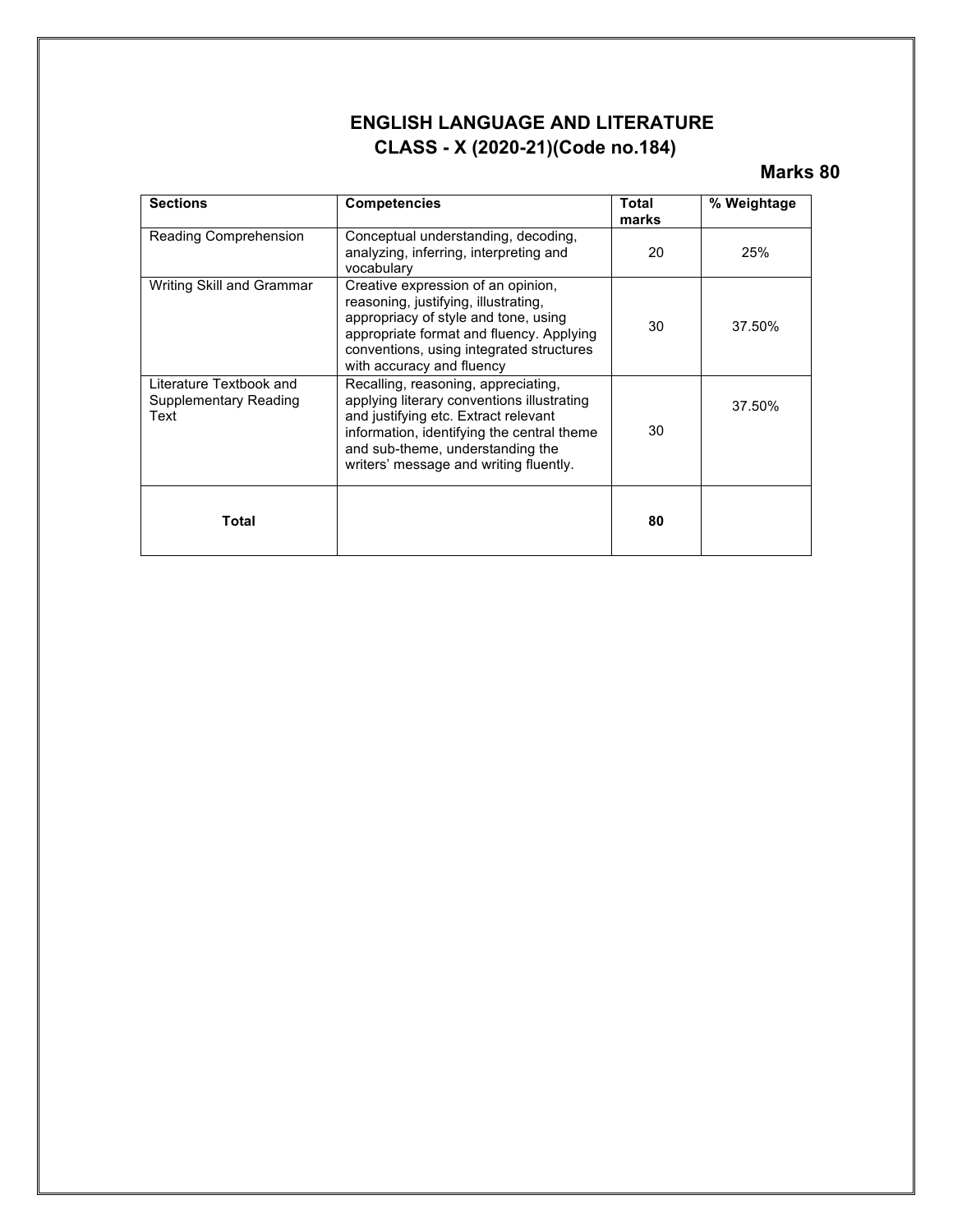# ENGLISH LANGUAGE AND LITERATURE
## CLASS - X (2020-21)(Code no.184)

**Marks 80**

| **Sections** | **Competencies** | **Total marks** | **% Weightage** |
|---|---|---|---|
| Reading Comprehension | Conceptual understanding, decoding, analyzing, inferring, interpreting and vocabulary | 20 | 25% |
| Writing Skill and Grammar | Creative expression of an opinion, reasoning, justifying, illustrating, appropriacy of style and tone, using appropriate format and fluency. Applying conventions, using integrated structures with accuracy and fluency | 30 | 37.50% |
| Literature Textbook and Supplementary Reading Text | Recalling, reasoning, appreciating, applying literary conventions illustrating and justifying etc. Extract relevant information, identifying the central theme and sub-theme, understanding the writers' message and writing fluently. | 30 | 37.50% |
| **Total** | | **80** | |